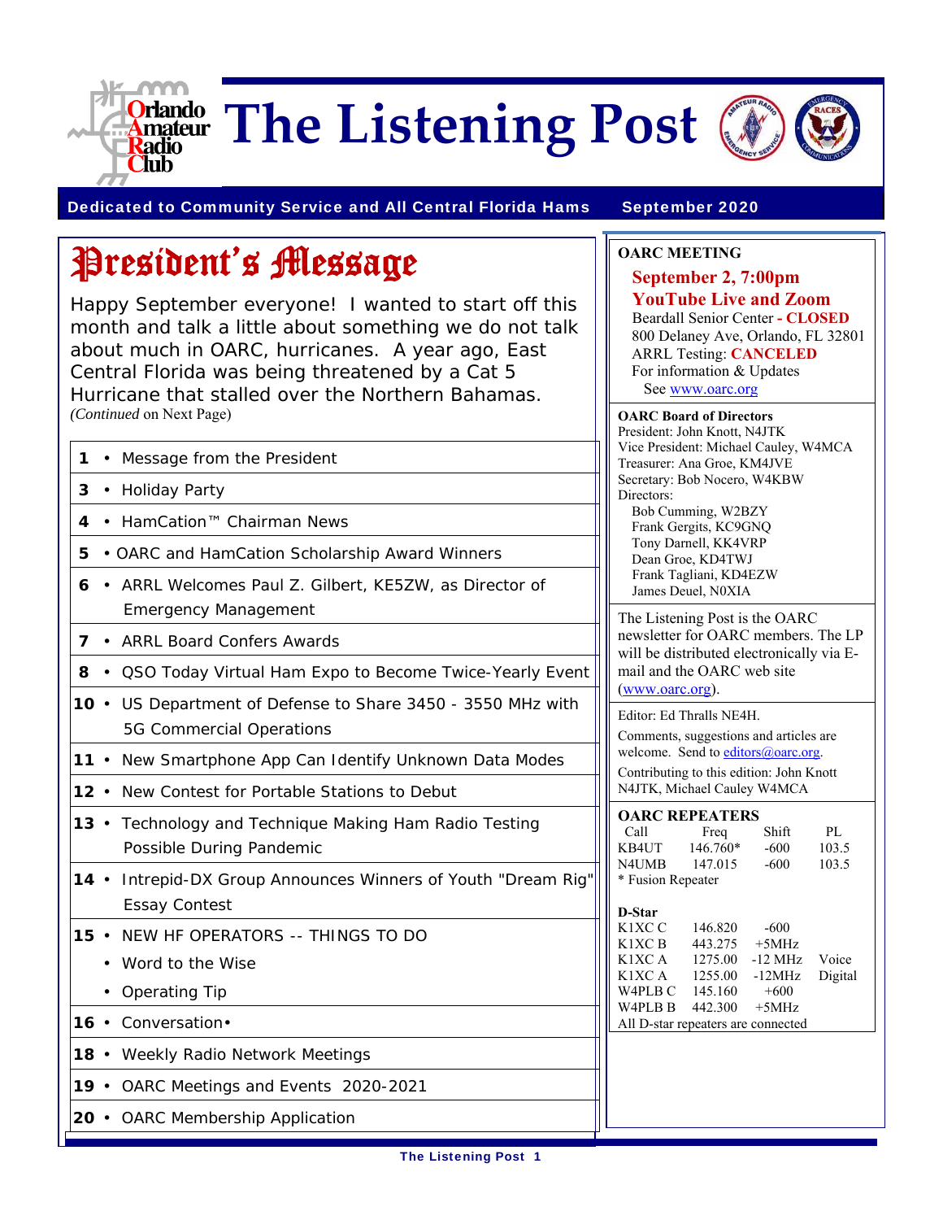# The Listening Post

**Orlando Amateur Radio Club**

**Dedicated to Community Service and All Central Florida Hams** — **September 2020**

## President's Message

Happy September everyone! I wanted to start off this month and talk a little about something we do not talk about much in OARC, hurricanes. A year ago, East Central Florida was being threatened by a Cat 5 Hurricane that stalled over the Northern Bahamas.

*(Continued* on Next Page)

| Page | Contents |
|---|---|
| **1** | • Message from the President |
| **3** | • Holiday Party |
| **4** | • HamCation™ Chairman News |
| **5** | • OARC and HamCation Scholarship Award Winners |
| **6** | • ARRL Welcomes Paul Z. Gilbert, KE5ZW, as Director of Emergency Management |
| **7** | • ARRL Board Confers Awards |
| **8** | • QSO Today Virtual Ham Expo to Become Twice-Yearly Event |
| **10** | • US Department of Defense to Share 3450 - 3550 MHz with 5G Commercial Operations |
| **11** | • New Smartphone App Can Identify Unknown Data Modes |
| **12** | • New Contest for Portable Stations to Debut |
| **13** | • Technology and Technique Making Ham Radio Testing Possible During Pandemic |
| **14** | • Intrepid-DX Group Announces Winners of Youth "Dream Rig" Essay Contest |
| **15** | • NEW HF OPERATORS -- THINGS TO DO<br>• Word to the Wise<br>• Operating Tip |
| **16** | • Conversation• |
| **18** | • Weekly Radio Network Meetings |
| **19** | • OARC Meetings and Events 2020-2021 |
| **20** | • OARC Membership Application |

**OARC MEETING**

**September 2, 7:00pm**
**YouTube Live and Zoom**
Beardall Senior Center **- CLOSED**
800 Delaney Ave, Orlando, FL 32801
ARRL Testing: **CANCELED**
For information & Updates
See www.oarc.org

**OARC Board of Directors**
President: John Knott, N4JTK
Vice President: Michael Cauley, W4MCA
Treasurer: Ana Groe, KM4JVE
Secretary: Bob Nocero, W4KBW
Directors:
- Bob Cumming, W2BZY
- Frank Gergits, KC9GNQ
- Tony Darnell, KK4VRP
- Dean Groe, KD4TWJ
- Frank Tagliani, KD4EZW
- James Deuel, N0XIA

The Listening Post is the OARC newsletter for OARC members. The LP will be distributed electronically via E-mail and the OARC web site (www.oarc.org).

Editor: Ed Thralls NE4H.

Comments, suggestions and articles are welcome. Send to editors@oarc.org.

Contributing to this edition: John Knott N4JTK, Michael Cauley W4MCA

**OARC REPEATERS**

| Call | Freq | Shift | PL |
|---|---|---|---|
| KB4UT | 146.760* | -600 | 103.5 |
| N4UMB | 147.015 | -600 | 103.5 |

\* Fusion Repeater

**D-Star**

| Call | Freq | Shift | Mode |
|---|---|---|---|
| K1XC C | 146.820 | -600 | |
| K1XC B | 443.275 | +5MHz | |
| K1XC A | 1275.00 | -12 MHz | Voice |
| K1XC A | 1255.00 | -12MHz | Digital |
| W4PLB C | 145.160 | +600 | |
| W4PLB B | 442.300 | +5MHz | |

All D-star repeaters are connected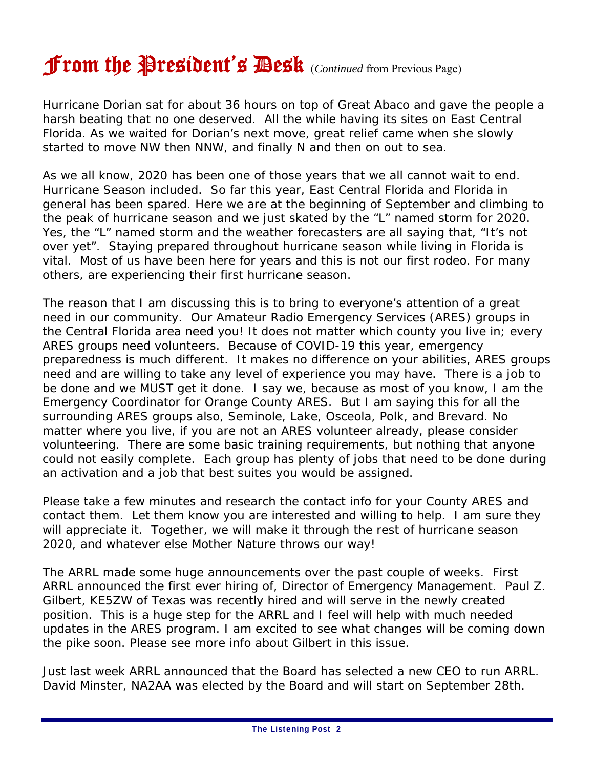# From the President's Desk *(Continued from Previous Page)*

Hurricane Dorian sat for about 36 hours on top of Great Abaco and gave the people a harsh beating that no one deserved. All the while having its sites on East Central Florida. As we waited for Dorian's next move, great relief came when she slowly started to move NW then NNW, and finally N and then on out to sea.

As we all know, 2020 has been one of those years that we all cannot wait to end. Hurricane Season included. So far this year, East Central Florida and Florida in general has been spared. Here we are at the beginning of September and climbing to the peak of hurricane season and we just skated by the "L" named storm for 2020. Yes, the "L" named storm and the weather forecasters are all saying that, "It's not over yet". Staying prepared throughout hurricane season while living in Florida is vital. Most of us have been here for years and this is not our first rodeo. For many others, are experiencing their first hurricane season.

The reason that I am discussing this is to bring to everyone's attention of a great need in our community. Our Amateur Radio Emergency Services (ARES) groups in the Central Florida area need you! It does not matter which county you live in; every ARES groups need volunteers. Because of COVID-19 this year, emergency preparedness is much different. It makes no difference on your abilities, ARES groups need and are willing to take any level of experience you may have. There is a job to be done and we MUST get it done. I say we, because as most of you know, I am the Emergency Coordinator for Orange County ARES. But I am saying this for all the surrounding ARES groups also, Seminole, Lake, Osceola, Polk, and Brevard. No matter where you live, if you are not an ARES volunteer already, please consider volunteering. There are some basic training requirements, but nothing that anyone could not easily complete. Each group has plenty of jobs that need to be done during an activation and a job that best suites you would be assigned.

Please take a few minutes and research the contact info for your County ARES and contact them. Let them know you are interested and willing to help. I am sure they will appreciate it. Together, we will make it through the rest of hurricane season 2020, and whatever else Mother Nature throws our way!

The ARRL made some huge announcements over the past couple of weeks. First ARRL announced the first ever hiring of, Director of Emergency Management. Paul Z. Gilbert, KE5ZW of Texas was recently hired and will serve in the newly created position. This is a huge step for the ARRL and I feel will help with much needed updates in the ARES program. I am excited to see what changes will be coming down the pike soon. Please see more info about Gilbert in this issue.

Just last week ARRL announced that the Board has selected a new CEO to run ARRL. David Minster, NA2AA was elected by the Board and will start on September 28th.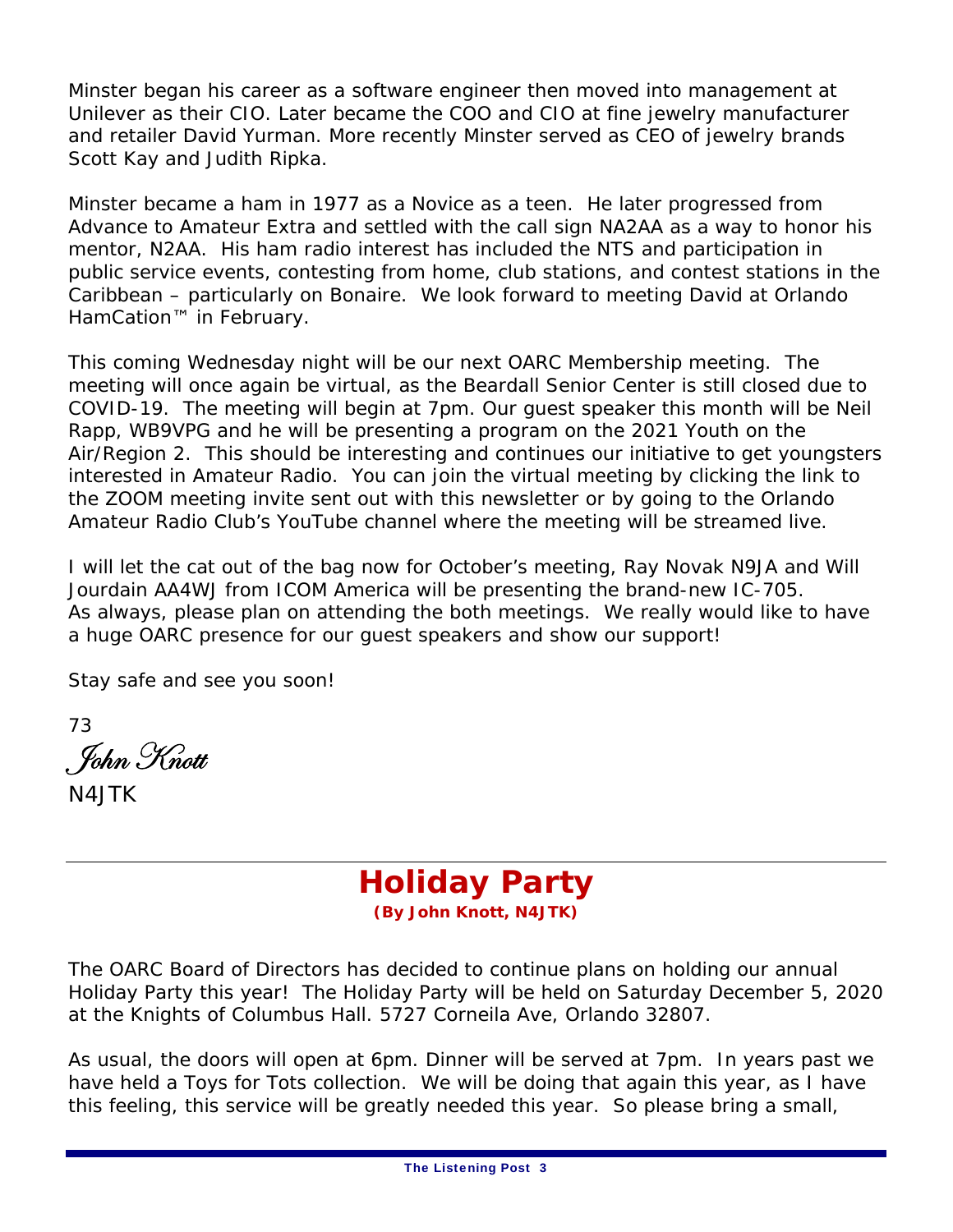Minster began his career as a software engineer then moved into management at Unilever as their CIO. Later became the COO and CIO at fine jewelry manufacturer and retailer David Yurman. More recently Minster served as CEO of jewelry brands Scott Kay and Judith Ripka.

Minster became a ham in 1977 as a Novice as a teen. He later progressed from Advance to Amateur Extra and settled with the call sign NA2AA as a way to honor his mentor, N2AA. His ham radio interest has included the NTS and participation in public service events, contesting from home, club stations, and contest stations in the Caribbean – particularly on Bonaire. We look forward to meeting David at Orlando HamCation™ in February.

This coming Wednesday night will be our next OARC Membership meeting. The meeting will once again be virtual, as the Beardall Senior Center is still closed due to COVID-19. The meeting will begin at 7pm. Our guest speaker this month will be Neil Rapp, WB9VPG and he will be presenting a program on the 2021 Youth on the Air/Region 2. This should be interesting and continues our initiative to get youngsters interested in Amateur Radio. You can join the virtual meeting by clicking the link to the ZOOM meeting invite sent out with this newsletter or by going to the Orlando Amateur Radio Club's YouTube channel where the meeting will be streamed live.

I will let the cat out of the bag now for October's meeting, Ray Novak N9JA and Will Jourdain AA4WJ from ICOM America will be presenting the brand-new IC-705. As always, please plan on attending the both meetings. We really would like to have a huge OARC presence for our guest speakers and show our support!

Stay safe and see you soon!

73

*John Knott*

N4JTK

---

## Holiday Party

**(By John Knott, N4JTK)**

The OARC Board of Directors has decided to continue plans on holding our annual Holiday Party this year! The Holiday Party will be held on Saturday December 5, 2020 at the Knights of Columbus Hall. 5727 Corneila Ave, Orlando 32807.

As usual, the doors will open at 6pm. Dinner will be served at 7pm. In years past we have held a Toys for Tots collection. We will be doing that again this year, as I have this feeling, this service will be greatly needed this year. So please bring a small,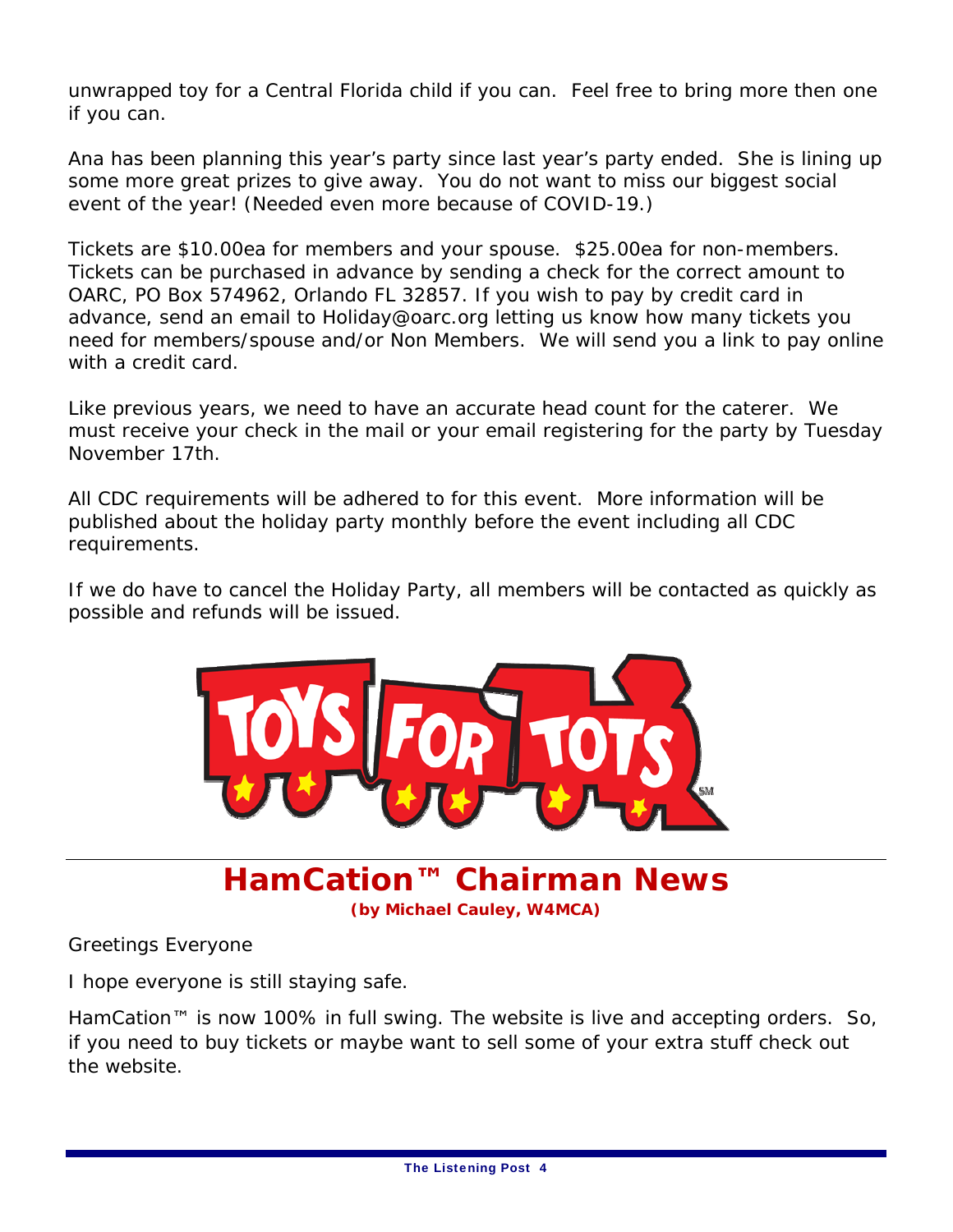unwrapped toy for a Central Florida child if you can. Feel free to bring more then one if you can.

Ana has been planning this year's party since last year's party ended. She is lining up some more great prizes to give away. You do not want to miss our biggest social event of the year! (Needed even more because of COVID-19.)

Tickets are $10.00ea for members and your spouse. $25.00ea for non-members. Tickets can be purchased in advance by sending a check for the correct amount to OARC, PO Box 574962, Orlando FL 32857. If you wish to pay by credit card in advance, send an email to Holiday@oarc.org letting us know how many tickets you need for members/spouse and/or Non Members. We will send you a link to pay online with a credit card.

Like previous years, we need to have an accurate head count for the caterer. We must receive your check in the mail or your email registering for the party by Tuesday November 17th.

All CDC requirements will be adhered to for this event. More information will be published about the holiday party monthly before the event including all CDC requirements.

If we do have to cancel the Holiday Party, all members will be contacted as quickly as possible and refunds will be issued.

TOYS FOR TOTS

## HamCation™ Chairman News

**(by Michael Cauley, W4MCA)**

Greetings Everyone

I hope everyone is still staying safe.

HamCation™ is now 100% in full swing. The website is live and accepting orders. So, if you need to buy tickets or maybe want to sell some of your extra stuff check out the website.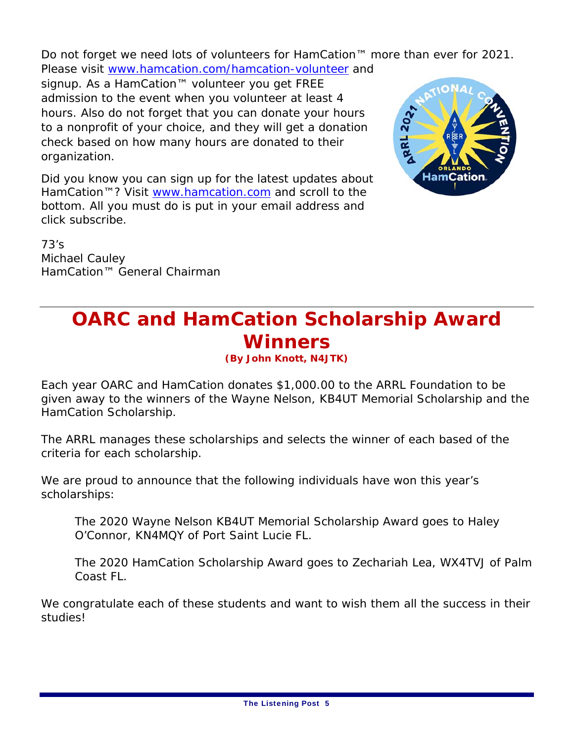Do not forget we need lots of volunteers for HamCation™ more than ever for 2021. Please visit www.hamcation.com/hamcation-volunteer and signup. As a HamCation™ volunteer you get FREE admission to the event when you volunteer at least 4 hours. Also do not forget that you can donate your hours to a nonprofit of your choice, and they will get a donation check based on how many hours are donated to their organization.

Did you know you can sign up for the latest updates about HamCation™? Visit www.hamcation.com and scroll to the bottom. All you must do is put in your email address and click subscribe.

73's
Michael Cauley
HamCation™ General Chairman

---

# OARC and HamCation Scholarship Award Winners

**(By John Knott, N4JTK)**

Each year OARC and HamCation donates $1,000.00 to the ARRL Foundation to be given away to the winners of the Wayne Nelson, KB4UT Memorial Scholarship and the HamCation Scholarship.

The ARRL manages these scholarships and selects the winner of each based of the criteria for each scholarship.

We are proud to announce that the following individuals have won this year's scholarships:

> The 2020 Wayne Nelson KB4UT Memorial Scholarship Award goes to Haley O'Connor, KN4MQY of Port Saint Lucie FL.
>
> The 2020 HamCation Scholarship Award goes to Zechariah Lea, WX4TVJ of Palm Coast FL.

We congratulate each of these students and want to wish them all the success in their studies!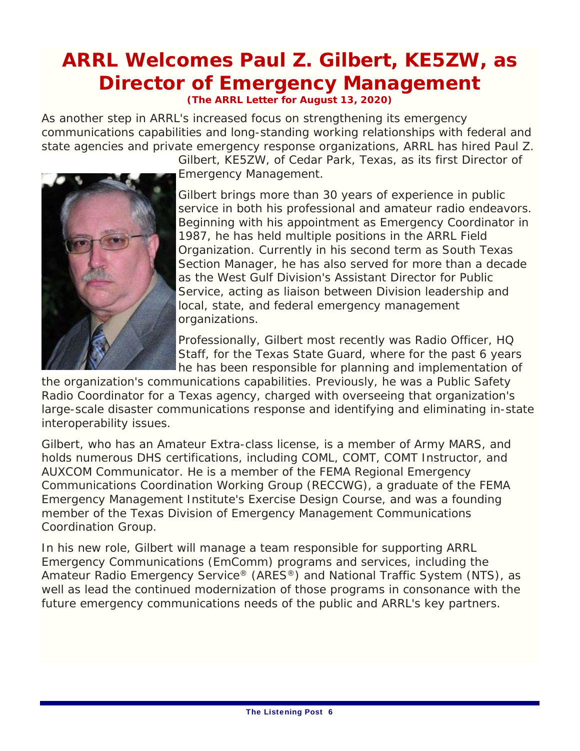# ARRL Welcomes Paul Z. Gilbert, KE5ZW, as Director of Emergency Management

**(The ARRL Letter for August 13, 2020)**

As another step in ARRL's increased focus on strengthening its emergency communications capabilities and long-standing working relationships with federal and state agencies and private emergency response organizations, ARRL has hired Paul Z. Gilbert, KE5ZW, of Cedar Park, Texas, as its first Director of Emergency Management.

Gilbert brings more than 30 years of experience in public service in both his professional and amateur radio endeavors. Beginning with his appointment as Emergency Coordinator in 1987, he has held multiple positions in the ARRL Field Organization. Currently in his second term as South Texas Section Manager, he has also served for more than a decade as the West Gulf Division's Assistant Director for Public Service, acting as liaison between Division leadership and local, state, and federal emergency management organizations.

Professionally, Gilbert most recently was Radio Officer, HQ Staff, for the Texas State Guard, where for the past 6 years he has been responsible for planning and implementation of the organization's communications capabilities. Previously, he was a Public Safety Radio Coordinator for a Texas agency, charged with overseeing that organization's large-scale disaster communications response and identifying and eliminating in-state interoperability issues.

Gilbert, who has an Amateur Extra-class license, is a member of Army MARS, and holds numerous DHS certifications, including COML, COMT, COMT Instructor, and AUXCOM Communicator. He is a member of the FEMA Regional Emergency Communications Coordination Working Group (RECCWG), a graduate of the FEMA Emergency Management Institute's Exercise Design Course, and was a founding member of the Texas Division of Emergency Management Communications Coordination Group.

In his new role, Gilbert will manage a team responsible for supporting ARRL Emergency Communications (EmComm) programs and services, including the Amateur Radio Emergency Service® (ARES®) and National Traffic System (NTS), as well as lead the continued modernization of those programs in consonance with the future emergency communications needs of the public and ARRL's key partners.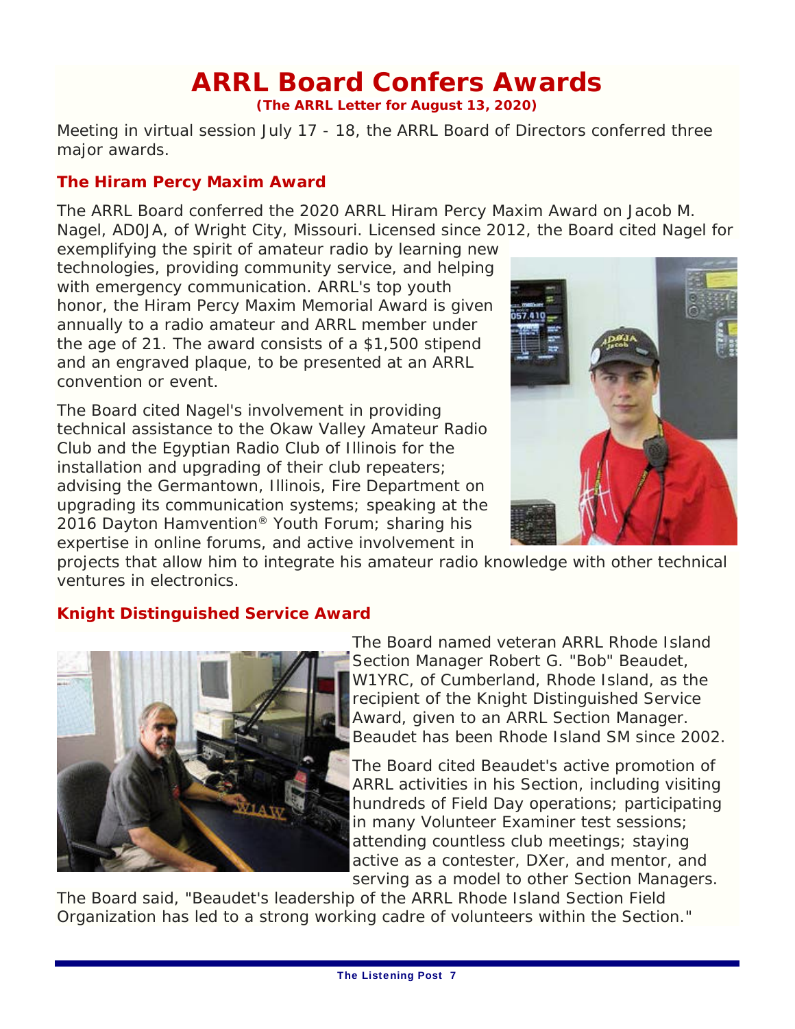# ARRL Board Confers Awards

**(The ARRL Letter for August 13, 2020)**

Meeting in virtual session July 17 - 18, the ARRL Board of Directors conferred three major awards.

## The Hiram Percy Maxim Award

The ARRL Board conferred the 2020 ARRL Hiram Percy Maxim Award on Jacob M. Nagel, AD0JA, of Wright City, Missouri. Licensed since 2012, the Board cited Nagel for exemplifying the spirit of amateur radio by learning new technologies, providing community service, and helping with emergency communication. ARRL's top youth honor, the Hiram Percy Maxim Memorial Award is given annually to a radio amateur and ARRL member under the age of 21. The award consists of a $1,500 stipend and an engraved plaque, to be presented at an ARRL convention or event.

The Board cited Nagel's involvement in providing technical assistance to the Okaw Valley Amateur Radio Club and the Egyptian Radio Club of Illinois for the installation and upgrading of their club repeaters; advising the Germantown, Illinois, Fire Department on upgrading its communication systems; speaking at the 2016 Dayton Hamvention® Youth Forum; sharing his expertise in online forums, and active involvement in projects that allow him to integrate his amateur radio knowledge with other technical ventures in electronics.

## Knight Distinguished Service Award

The Board named veteran ARRL Rhode Island Section Manager Robert G. "Bob" Beaudet, W1YRC, of Cumberland, Rhode Island, as the recipient of the Knight Distinguished Service Award, given to an ARRL Section Manager. Beaudet has been Rhode Island SM since 2002.

The Board cited Beaudet's active promotion of ARRL activities in his Section, including visiting hundreds of Field Day operations; participating in many Volunteer Examiner test sessions; attending countless club meetings; staying active as a contester, DXer, and mentor, and serving as a model to other Section Managers. The Board said, "Beaudet's leadership of the ARRL Rhode Island Section Field Organization has led to a strong working cadre of volunteers within the Section."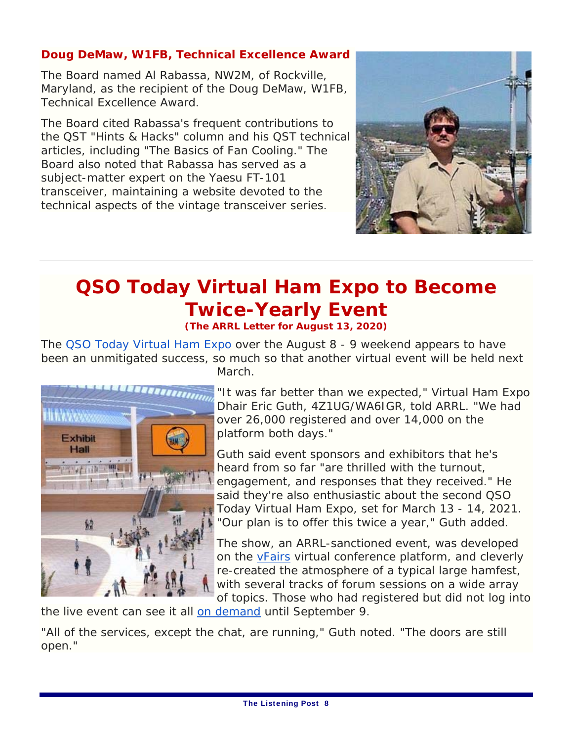### Doug DeMaw, W1FB, Technical Excellence Award

The Board named Al Rabassa, NW2M, of Rockville, Maryland, as the recipient of the Doug DeMaw, W1FB, Technical Excellence Award.

The Board cited Rabassa's frequent contributions to the QST "Hints & Hacks" column and his QST technical articles, including "The Basics of Fan Cooling." The Board also noted that Rabassa has served as a subject-matter expert on the Yaesu FT-101 transceiver, maintaining a website devoted to the technical aspects of the vintage transceiver series.

---

# QSO Today Virtual Ham Expo to Become Twice-Yearly Event

**(The ARRL Letter for August 13, 2020)**

The QSO Today Virtual Ham Expo over the August 8 - 9 weekend appears to have been an unmitigated success, so much so that another virtual event will be held next March.

"It was far better than we expected," Virtual Ham Expo Dhair Eric Guth, 4Z1UG/WA6IGR, told ARRL. "We had over 26,000 registered and over 14,000 on the platform both days."

Guth said event sponsors and exhibitors that he's heard from so far "are thrilled with the turnout, engagement, and responses that they received." He said they're also enthusiastic about the second QSO Today Virtual Ham Expo, set for March 13 - 14, 2021. "Our plan is to offer this twice a year," Guth added.

The show, an ARRL-sanctioned event, was developed on the vFairs virtual conference platform, and cleverly re-created the atmosphere of a typical large hamfest, with several tracks of forum sessions on a wide array of topics. Those who had registered but did not log into the live event can see it all on demand until September 9.

"All of the services, except the chat, are running," Guth noted. "The doors are still open."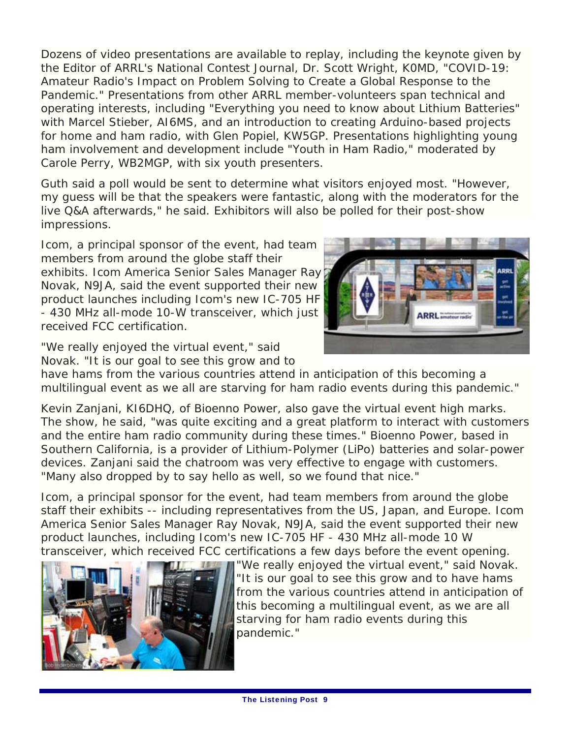Dozens of video presentations are available to replay, including the keynote given by the Editor of ARRL's National Contest Journal, Dr. Scott Wright, K0MD, "COVID-19: Amateur Radio's Impact on Problem Solving to Create a Global Response to the Pandemic." Presentations from other ARRL member-volunteers span technical and operating interests, including "Everything you need to know about Lithium Batteries" with Marcel Stieber, AI6MS, and an introduction to creating Arduino-based projects for home and ham radio, with Glen Popiel, KW5GP. Presentations highlighting young ham involvement and development include "Youth in Ham Radio," moderated by Carole Perry, WB2MGP, with six youth presenters.

Guth said a poll would be sent to determine what visitors enjoyed most. "However, my guess will be that the speakers were fantastic, along with the moderators for the live Q&A afterwards," he said. Exhibitors will also be polled for their post-show impressions.

Icom, a principal sponsor of the event, had team members from around the globe staff their exhibits. Icom America Senior Sales Manager Ray Novak, N9JA, said the event supported their new product launches including Icom's new IC-705 HF - 430 MHz all-mode 10-W transceiver, which just received FCC certification.

"We really enjoyed the virtual event," said Novak. "It is our goal to see this grow and to have hams from the various countries attend in anticipation of this becoming a multilingual event as we all are starving for ham radio events during this pandemic."

Kevin Zanjani, KI6DHQ, of Bioenno Power, also gave the virtual event high marks. The show, he said, "was quite exciting and a great platform to interact with customers and the entire ham radio community during these times." Bioenno Power, based in Southern California, is a provider of Lithium-Polymer (LiPo) batteries and solar-power devices. Zanjani said the chatroom was very effective to engage with customers. "Many also dropped by to say hello as well, so we found that nice."

Icom, a principal sponsor for the event, had team members from around the globe staff their exhibits -- including representatives from the US, Japan, and Europe. Icom America Senior Sales Manager Ray Novak, N9JA, said the event supported their new product launches, including Icom's new IC-705 HF - 430 MHz all-mode 10 W transceiver, which received FCC certifications a few days before the event opening.

"We really enjoyed the virtual event," said Novak. "It is our goal to see this grow and to have hams from the various countries attend in anticipation of this becoming a multilingual event, as we are all starving for ham radio events during this pandemic."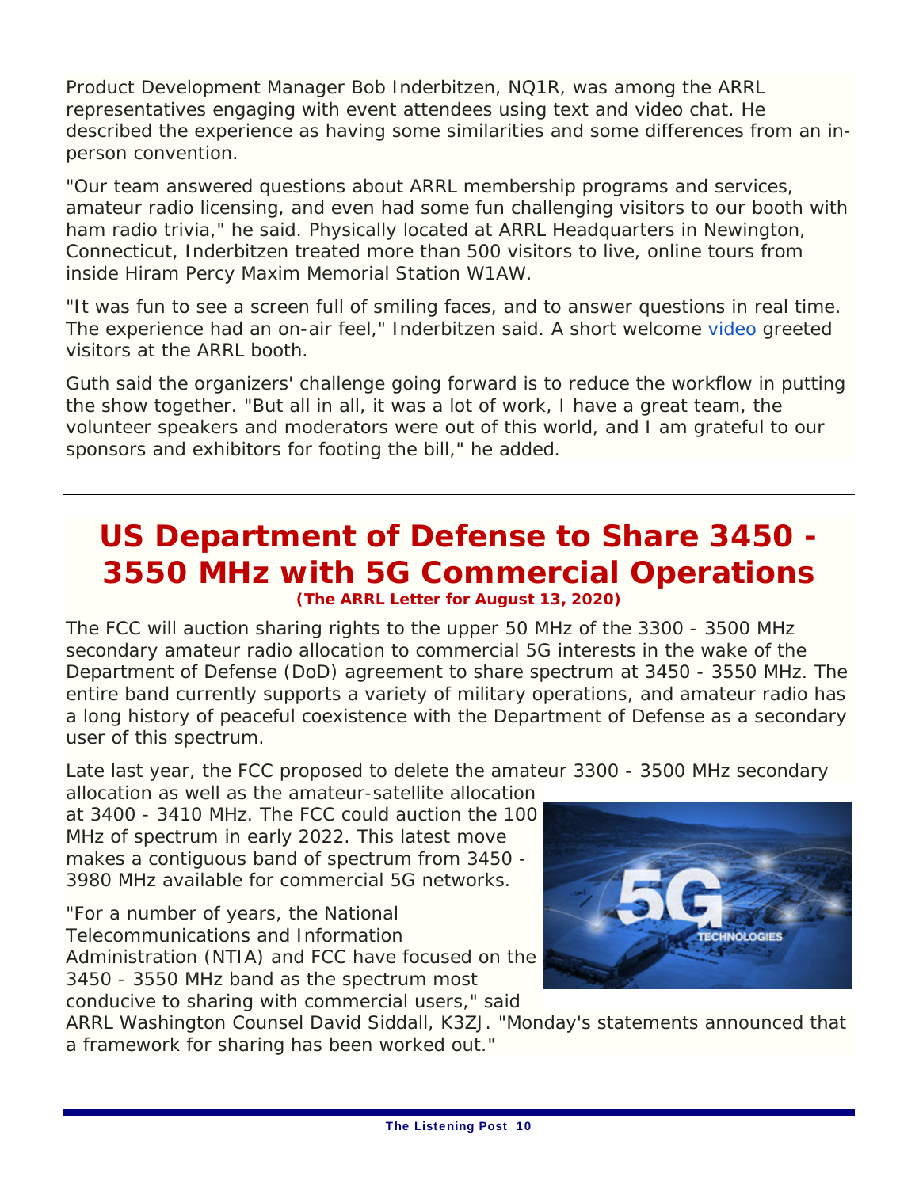Product Development Manager Bob Inderbitzen, NQ1R, was among the ARRL representatives engaging with event attendees using text and video chat. He described the experience as having some similarities and some differences from an in-person convention.

"Our team answered questions about ARRL membership programs and services, amateur radio licensing, and even had some fun challenging visitors to our booth with ham radio trivia," he said. Physically located at ARRL Headquarters in Newington, Connecticut, Inderbitzen treated more than 500 visitors to live, online tours from inside Hiram Percy Maxim Memorial Station W1AW.

"It was fun to see a screen full of smiling faces, and to answer questions in real time. The experience had an on-air feel," Inderbitzen said. A short welcome video greeted visitors at the ARRL booth.

Guth said the organizers' challenge going forward is to reduce the workflow in putting the show together. "But all in all, it was a lot of work, I have a great team, the volunteer speakers and moderators were out of this world, and I am grateful to our sponsors and exhibitors for footing the bill," he added.

---

# US Department of Defense to Share 3450 - 3550 MHz with 5G Commercial Operations

***(The ARRL Letter for August 13, 2020)***

The FCC will auction sharing rights to the upper 50 MHz of the 3300 - 3500 MHz secondary amateur radio allocation to commercial 5G interests in the wake of the Department of Defense (DoD) agreement to share spectrum at 3450 - 3550 MHz. The entire band currently supports a variety of military operations, and amateur radio has a long history of peaceful coexistence with the Department of Defense as a secondary user of this spectrum.

Late last year, the FCC proposed to delete the amateur 3300 - 3500 MHz secondary allocation as well as the amateur-satellite allocation at 3400 - 3410 MHz. The FCC could auction the 100 MHz of spectrum in early 2022. This latest move makes a contiguous band of spectrum from 3450 - 3980 MHz available for commercial 5G networks.

"For a number of years, the National Telecommunications and Information Administration (NTIA) and FCC have focused on the 3450 - 3550 MHz band as the spectrum most conducive to sharing with commercial users," said ARRL Washington Counsel David Siddall, K3ZJ. "Monday's statements announced that a framework for sharing has been worked out."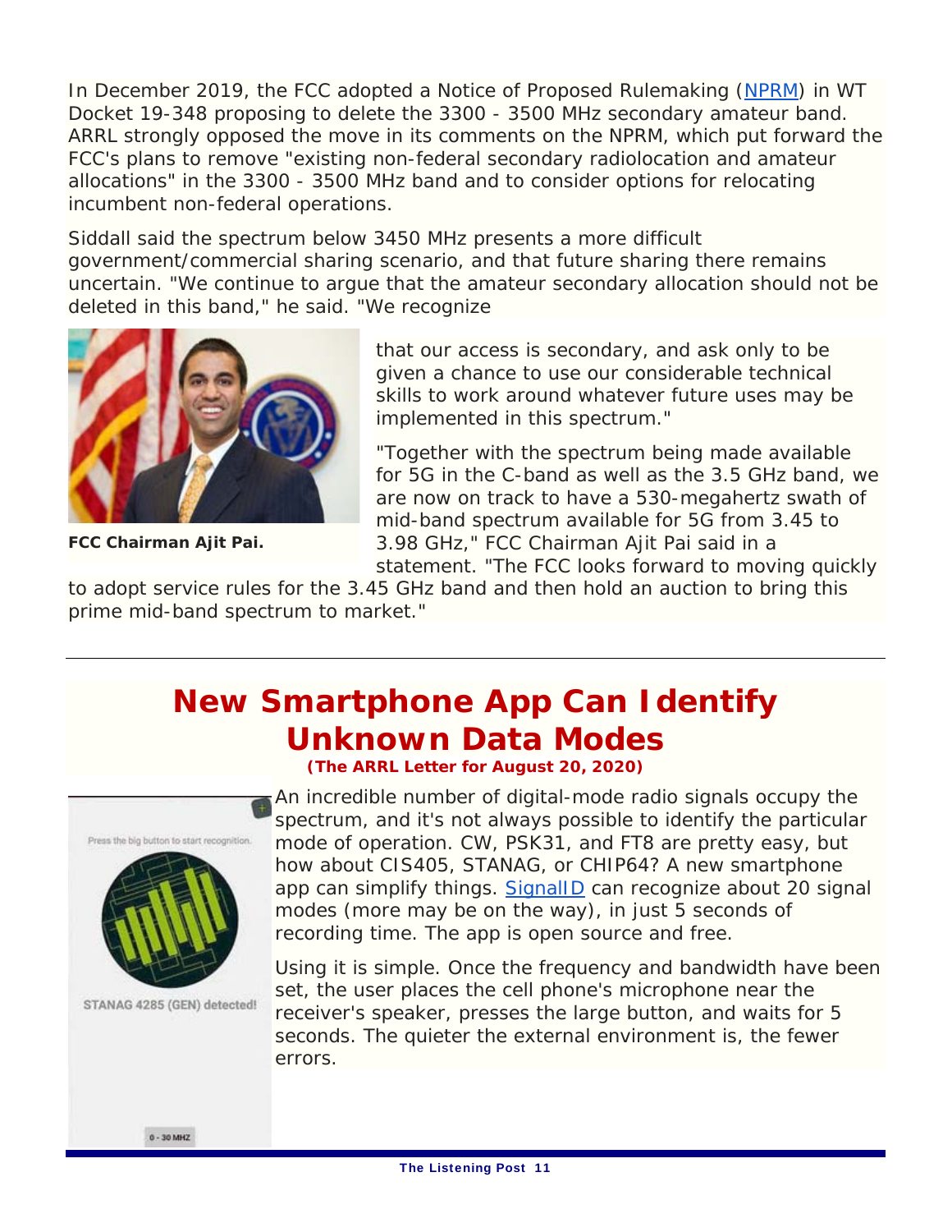In December 2019, the FCC adopted a Notice of Proposed Rulemaking (NPRM) in WT Docket 19-348 proposing to delete the 3300 - 3500 MHz secondary amateur band. ARRL strongly opposed the move in its comments on the NPRM, which put forward the FCC's plans to remove "existing non-federal secondary radiolocation and amateur allocations" in the 3300 - 3500 MHz band and to consider options for relocating incumbent non-federal operations.

Siddall said the spectrum below 3450 MHz presents a more difficult government/commercial sharing scenario, and that future sharing there remains uncertain. "We continue to argue that the amateur secondary allocation should not be deleted in this band," he said. "We recognize that our access is secondary, and ask only to be given a chance to use our considerable technical skills to work around whatever future uses may be implemented in this spectrum."

**FCC Chairman Ajit Pai.**

"Together with the spectrum being made available for 5G in the C-band as well as the 3.5 GHz band, we are now on track to have a 530-megahertz swath of mid-band spectrum available for 5G from 3.45 to 3.98 GHz," FCC Chairman Ajit Pai said in a statement. "The FCC looks forward to moving quickly to adopt service rules for the 3.45 GHz band and then hold an auction to bring this prime mid-band spectrum to market."

---

# New Smartphone App Can Identify Unknown Data Modes

**(The ARRL Letter for August 20, 2020)**

An incredible number of digital-mode radio signals occupy the spectrum, and it's not always possible to identify the particular mode of operation. CW, PSK31, and FT8 are pretty easy, but how about CIS405, STANAG, or CHIP64? A new smartphone app can simplify things. SignalID can recognize about 20 signal modes (more may be on the way), in just 5 seconds of recording time. The app is open source and free.

Using it is simple. Once the frequency and bandwidth have been set, the user places the cell phone's microphone near the receiver's speaker, presses the large button, and waits for 5 seconds. The quieter the external environment is, the fewer errors.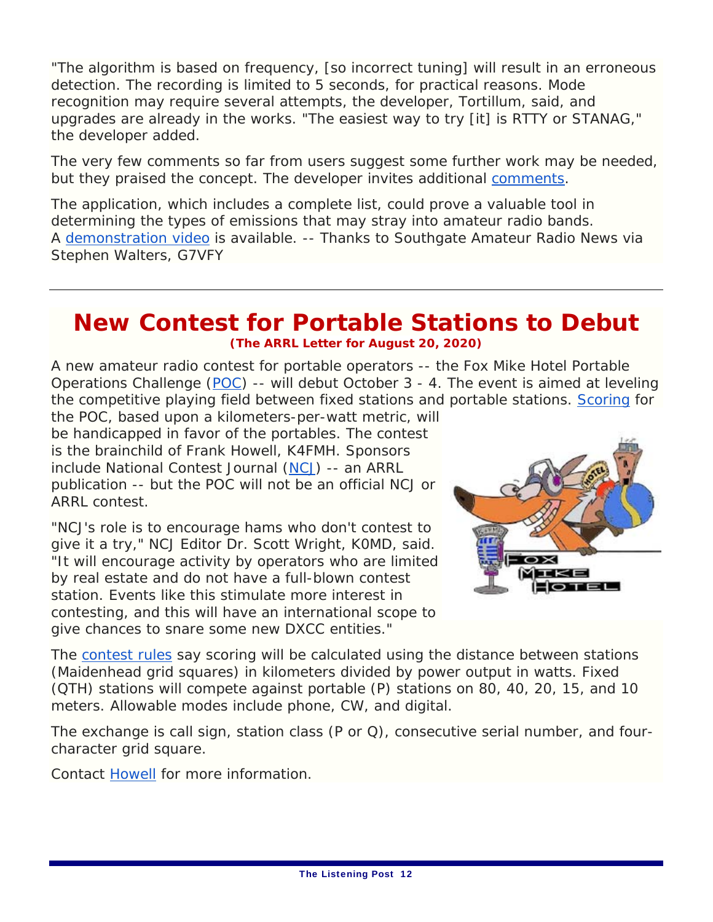"The algorithm is based on frequency, [so incorrect tuning] will result in an erroneous detection. The recording is limited to 5 seconds, for practical reasons. Mode recognition may require several attempts, the developer, Tortillum, said, and upgrades are already in the works. "The easiest way to try [it] is RTTY or STANAG," the developer added.

The very few comments so far from users suggest some further work may be needed, but they praised the concept. The developer invites additional comments.

The application, which includes a complete list, could prove a valuable tool in determining the types of emissions that may stray into amateur radio bands. A demonstration video is available. -- Thanks to Southgate Amateur Radio News via Stephen Walters, G7VFY

---

# New Contest for Portable Stations to Debut

***(The ARRL Letter for August 20, 2020)***

A new amateur radio contest for portable operators -- the Fox Mike Hotel Portable Operations Challenge (POC) -- will debut October 3 - 4. The event is aimed at leveling the competitive playing field between fixed stations and portable stations. Scoring for the POC, based upon a kilometers-per-watt metric, will be handicapped in favor of the portables. The contest is the brainchild of Frank Howell, K4FMH. Sponsors include National Contest Journal (NCJ) -- an ARRL publication -- but the POC will not be an official NCJ or ARRL contest.

"NCJ's role is to encourage hams who don't contest to give it a try," NCJ Editor Dr. Scott Wright, K0MD, said. "It will encourage activity by operators who are limited by real estate and do not have a full-blown contest station. Events like this stimulate more interest in contesting, and this will have an international scope to give chances to snare some new DXCC entities."

The contest rules say scoring will be calculated using the distance between stations (Maidenhead grid squares) in kilometers divided by power output in watts. Fixed (QTH) stations will compete against portable (P) stations on 80, 40, 20, 15, and 10 meters. Allowable modes include phone, CW, and digital.

The exchange is call sign, station class (P or Q), consecutive serial number, and four-character grid square.

Contact Howell for more information.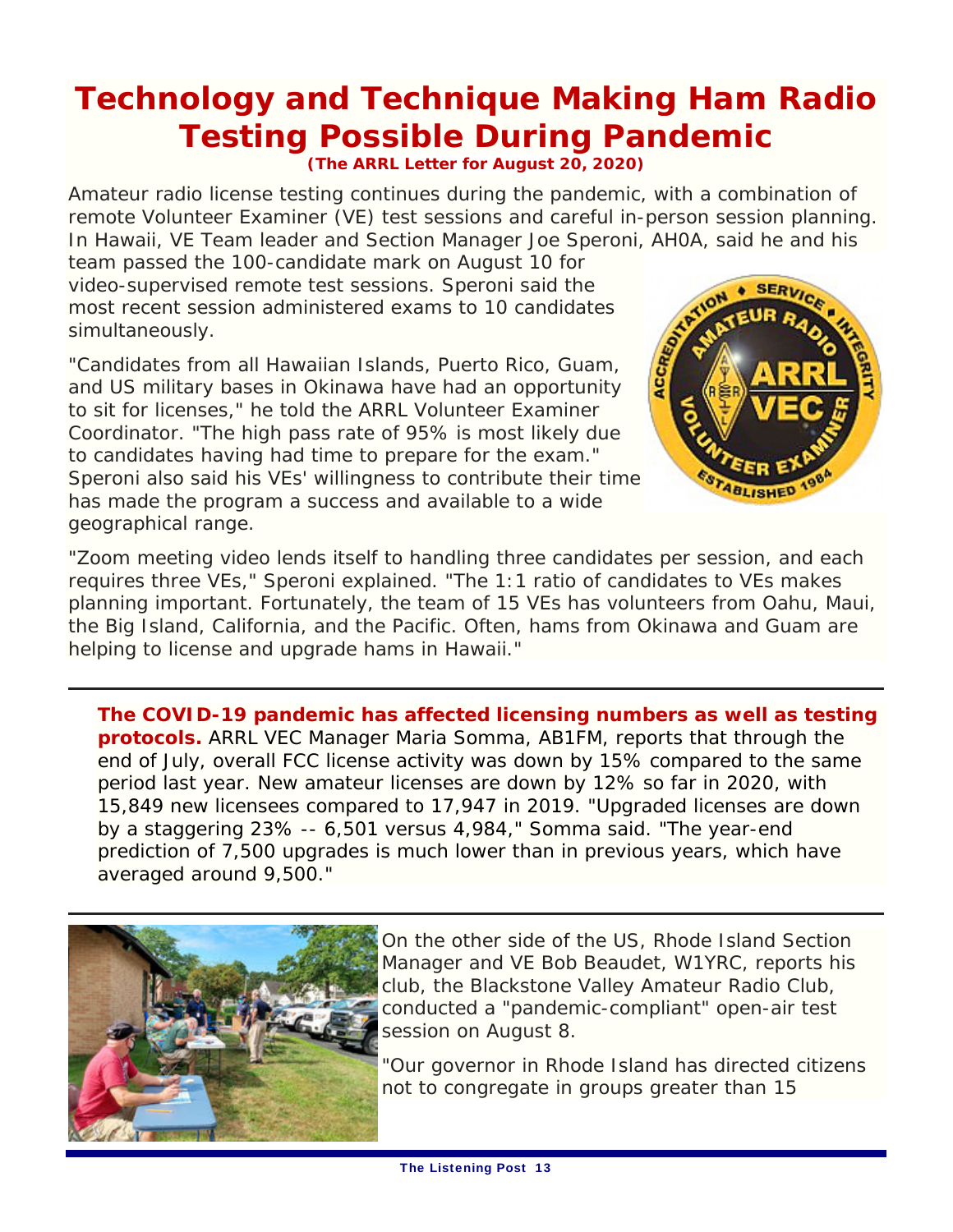# Technology and Technique Making Ham Radio Testing Possible During Pandemic

**(The ARRL Letter for August 20, 2020)**

Amateur radio license testing continues during the pandemic, with a combination of remote Volunteer Examiner (VE) test sessions and careful in-person session planning. In Hawaii, VE Team leader and Section Manager Joe Speroni, AH0A, said he and his team passed the 100-candidate mark on August 10 for video-supervised remote test sessions. Speroni said the most recent session administered exams to 10 candidates simultaneously.

"Candidates from all Hawaiian Islands, Puerto Rico, Guam, and US military bases in Okinawa have had an opportunity to sit for licenses," he told the ARRL Volunteer Examiner Coordinator. "The high pass rate of 95% is most likely due to candidates having had time to prepare for the exam." Speroni also said his VEs' willingness to contribute their time has made the program a success and available to a wide geographical range.

"Zoom meeting video lends itself to handling three candidates per session, and each requires three VEs," Speroni explained. "The 1:1 ratio of candidates to VEs makes planning important. Fortunately, the team of 15 VEs has volunteers from Oahu, Maui, the Big Island, California, and the Pacific. Often, hams from Okinawa and Guam are helping to license and upgrade hams in Hawaii."

---

**The COVID-19 pandemic has affected licensing numbers as well as testing protocols.** ARRL VEC Manager Maria Somma, AB1FM, reports that through the end of July, overall FCC license activity was down by 15% compared to the same period last year. New amateur licenses are down by 12% so far in 2020, with 15,849 new licensees compared to 17,947 in 2019. "Upgraded licenses are down by a staggering 23% -- 6,501 versus 4,984," Somma said. "The year-end prediction of 7,500 upgrades is much lower than in previous years, which have averaged around 9,500."

---

On the other side of the US, Rhode Island Section Manager and VE Bob Beaudet, W1YRC, reports his club, the Blackstone Valley Amateur Radio Club, conducted a "pandemic-compliant" open-air test session on August 8.

"Our governor in Rhode Island has directed citizens not to congregate in groups greater than 15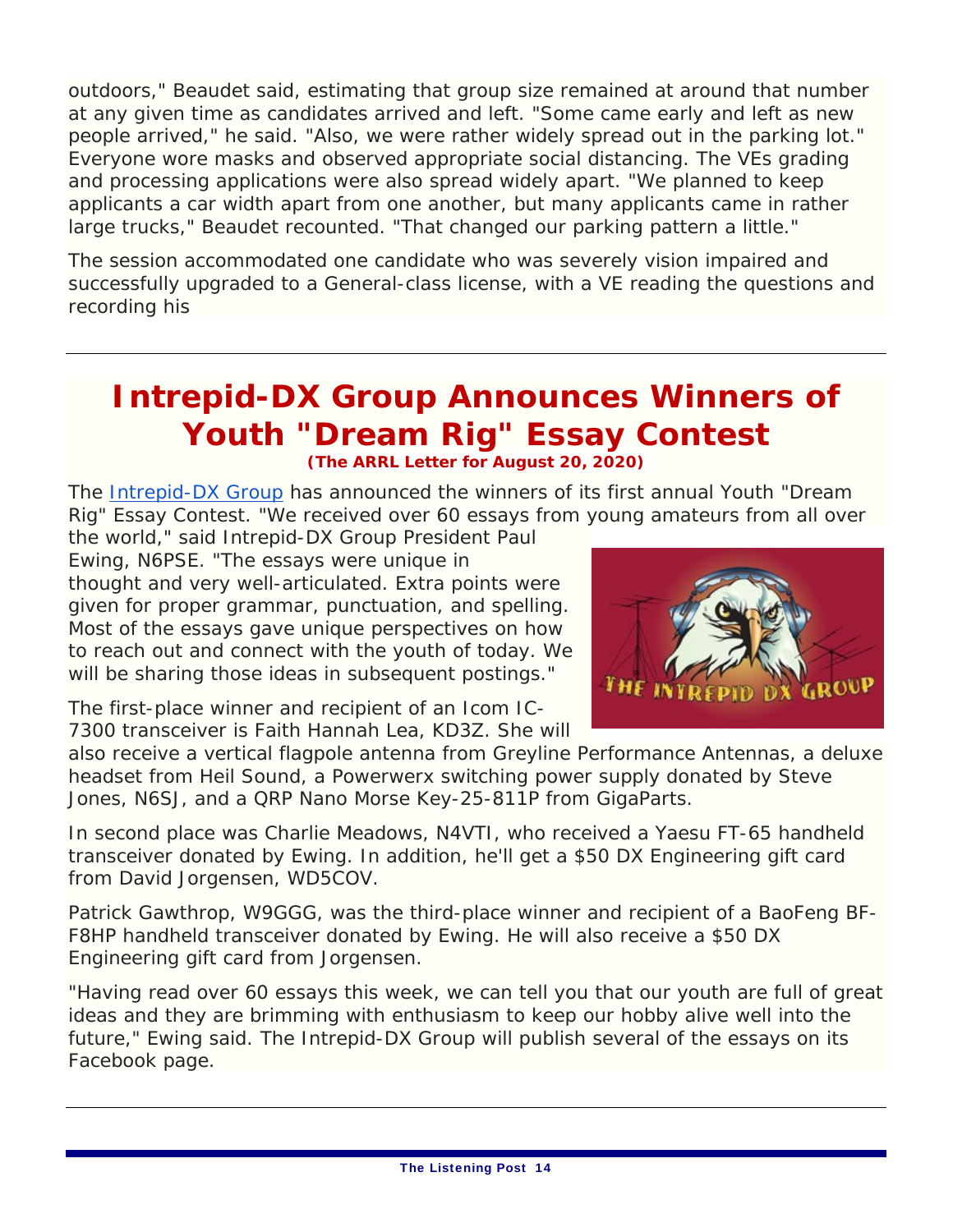outdoors," Beaudet said, estimating that group size remained at around that number at any given time as candidates arrived and left. "Some came early and left as new people arrived," he said. "Also, we were rather widely spread out in the parking lot." Everyone wore masks and observed appropriate social distancing. The VEs grading and processing applications were also spread widely apart. "We planned to keep applicants a car width apart from one another, but many applicants came in rather large trucks," Beaudet recounted. "That changed our parking pattern a little."

The session accommodated one candidate who was severely vision impaired and successfully upgraded to a General-class license, with a VE reading the questions and recording his

---

# Intrepid-DX Group Announces Winners of Youth "Dream Rig" Essay Contest

**(The ARRL Letter for August 20, 2020)**

The Intrepid-DX Group has announced the winners of its first annual Youth "Dream Rig" Essay Contest. "We received over 60 essays from young amateurs from all over the world," said Intrepid-DX Group President Paul Ewing, N6PSE. "The essays were unique in thought and very well-articulated. Extra points were given for proper grammar, punctuation, and spelling. Most of the essays gave unique perspectives on how to reach out and connect with the youth of today. We will be sharing those ideas in subsequent postings."

The first-place winner and recipient of an Icom IC-7300 transceiver is Faith Hannah Lea, KD3Z. She will also receive a vertical flagpole antenna from Greyline Performance Antennas, a deluxe headset from Heil Sound, a Powerwerx switching power supply donated by Steve Jones, N6SJ, and a QRP Nano Morse Key-25-811P from GigaParts.

In second place was Charlie Meadows, N4VTI, who received a Yaesu FT-65 handheld transceiver donated by Ewing. In addition, he'll get a $50 DX Engineering gift card from David Jorgensen, WD5COV.

Patrick Gawthrop, W9GGG, was the third-place winner and recipient of a BaoFeng BF-F8HP handheld transceiver donated by Ewing. He will also receive a $50 DX Engineering gift card from Jorgensen.

"Having read over 60 essays this week, we can tell you that our youth are full of great ideas and they are brimming with enthusiasm to keep our hobby alive well into the future," Ewing said. The Intrepid-DX Group will publish several of the essays on its Facebook page.

---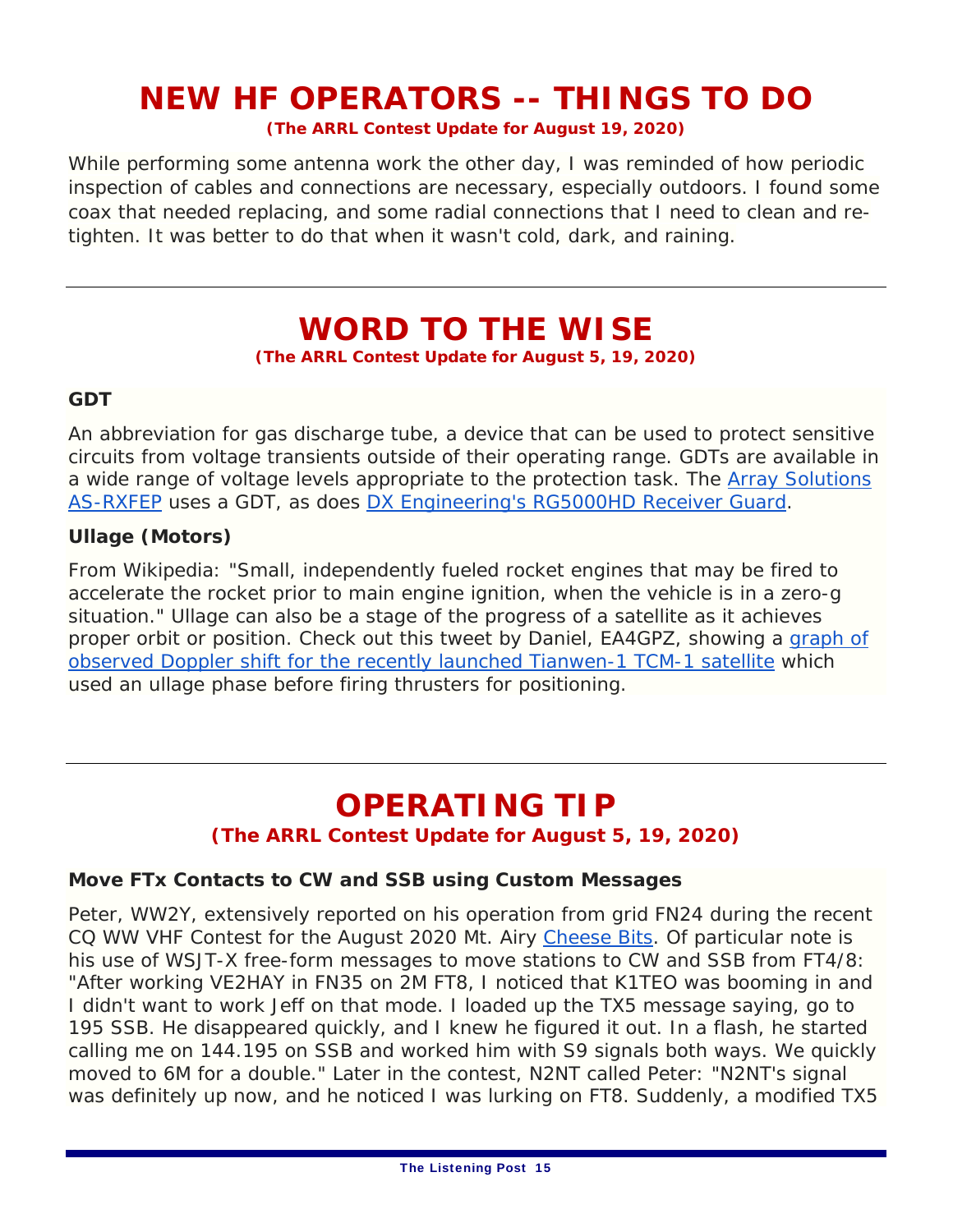# NEW HF OPERATORS -- THINGS TO DO

**(The ARRL Contest Update for August 19, 2020)**

While performing some antenna work the other day, I was reminded of how periodic inspection of cables and connections are necessary, especially outdoors. I found some coax that needed replacing, and some radial connections that I need to clean and re-tighten. It was better to do that when it wasn't cold, dark, and raining.

---

# WORD TO THE WISE

**(The ARRL Contest Update for August 5, 19, 2020)**

### GDT

An abbreviation for gas discharge tube, a device that can be used to protect sensitive circuits from voltage transients outside of their operating range. GDTs are available in a wide range of voltage levels appropriate to the protection task. The Array Solutions AS-RXFEP uses a GDT, as does DX Engineering's RG5000HD Receiver Guard.

### Ullage (Motors)

From Wikipedia: "Small, independently fueled rocket engines that may be fired to accelerate the rocket prior to main engine ignition, when the vehicle is in a zero-g situation." Ullage can also be a stage of the progress of a satellite as it achieves proper orbit or position. Check out this tweet by Daniel, EA4GPZ, showing a graph of observed Doppler shift for the recently launched Tianwen-1 TCM-1 satellite which used an ullage phase before firing thrusters for positioning.

---

# OPERATING TIP

**(The ARRL Contest Update for August 5, 19, 2020)**

### Move FTx Contacts to CW and SSB using Custom Messages

Peter, WW2Y, extensively reported on his operation from grid FN24 during the recent CQ WW VHF Contest for the August 2020 Mt. Airy Cheese Bits. Of particular note is his use of WSJT-X free-form messages to move stations to CW and SSB from FT4/8: "After working VE2HAY in FN35 on 2M FT8, I noticed that K1TEO was booming in and I didn't want to work Jeff on that mode. I loaded up the TX5 message saying, go to 195 SSB. He disappeared quickly, and I knew he figured it out. In a flash, he started calling me on 144.195 on SSB and worked him with S9 signals both ways. We quickly moved to 6M for a double." Later in the contest, N2NT called Peter: "N2NT's signal was definitely up now, and he noticed I was lurking on FT8. Suddenly, a modified TX5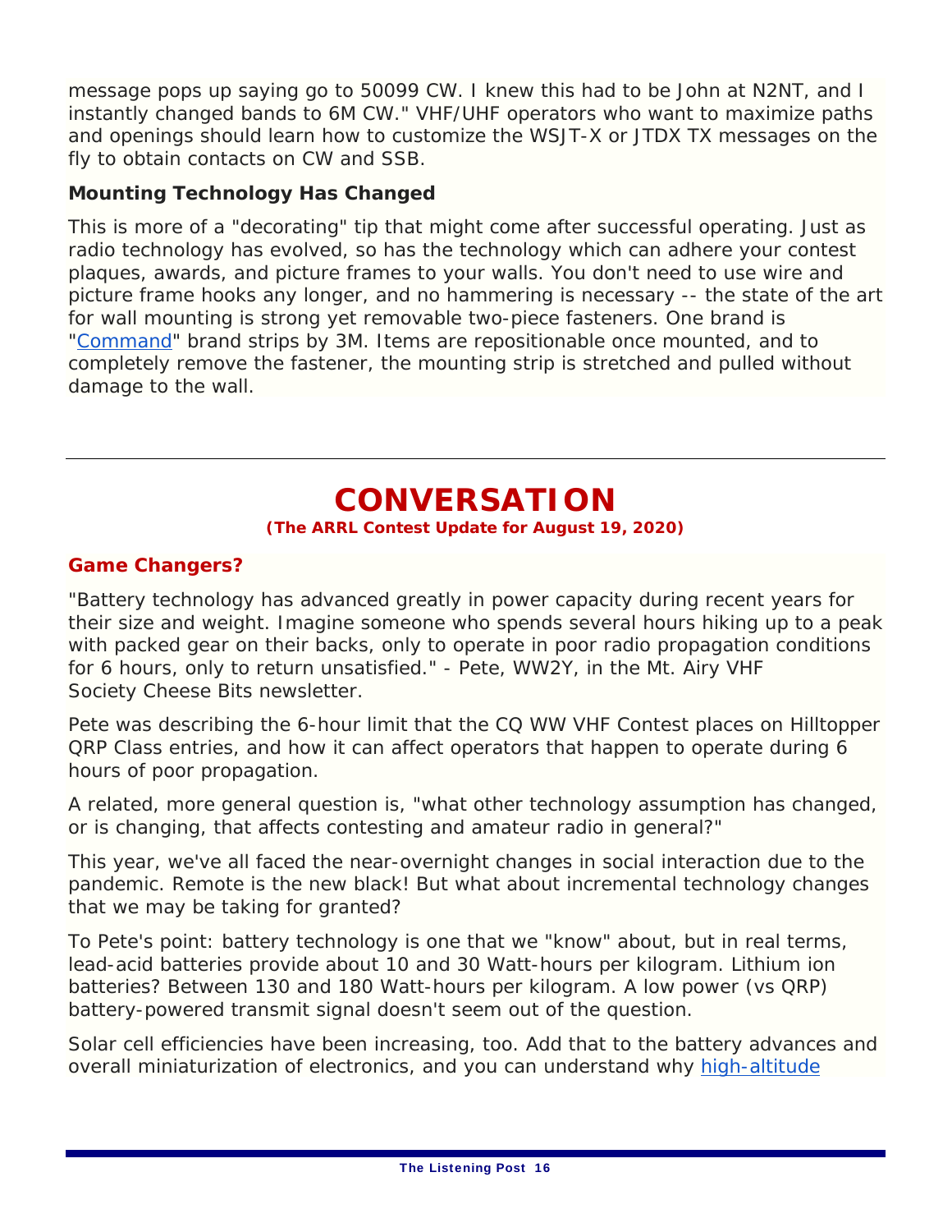message pops up saying go to 50099 CW. I knew this had to be John at N2NT, and I instantly changed bands to 6M CW." VHF/UHF operators who want to maximize paths and openings should learn how to customize the WSJT-X or JTDX TX messages on the fly to obtain contacts on CW and SSB.

### Mounting Technology Has Changed

This is more of a "decorating" tip that might come after successful operating. Just as radio technology has evolved, so has the technology which can adhere your contest plaques, awards, and picture frames to your walls. You don't need to use wire and picture frame hooks any longer, and no hammering is necessary -- the state of the art for wall mounting is strong yet removable two-piece fasteners. One brand is "Command" brand strips by 3M. Items are repositionable once mounted, and to completely remove the fastener, the mounting strip is stretched and pulled without damage to the wall.

---

# CONVERSATION

**(The ARRL Contest Update for August 19, 2020)**

### Game Changers?

"Battery technology has advanced greatly in power capacity during recent years for their size and weight. Imagine someone who spends several hours hiking up to a peak with packed gear on their backs, only to operate in poor radio propagation conditions for 6 hours, only to return unsatisfied." - Pete, WW2Y, in the Mt. Airy VHF Society Cheese Bits newsletter.

Pete was describing the 6-hour limit that the CQ WW VHF Contest places on Hilltopper QRP Class entries, and how it can affect operators that happen to operate during 6 hours of poor propagation.

A related, more general question is, "what other technology assumption has changed, or is changing, that affects contesting and amateur radio in general?"

This year, we've all faced the near-overnight changes in social interaction due to the pandemic. Remote is the new black! But what about incremental technology changes that we may be taking for granted?

To Pete's point: battery technology is one that we "know" about, but in real terms, lead-acid batteries provide about 10 and 30 Watt-hours per kilogram. Lithium ion batteries? Between 130 and 180 Watt-hours per kilogram. A low power (vs QRP) battery-powered transmit signal doesn't seem out of the question.

Solar cell efficiencies have been increasing, too. Add that to the battery advances and overall miniaturization of electronics, and you can understand why high-altitude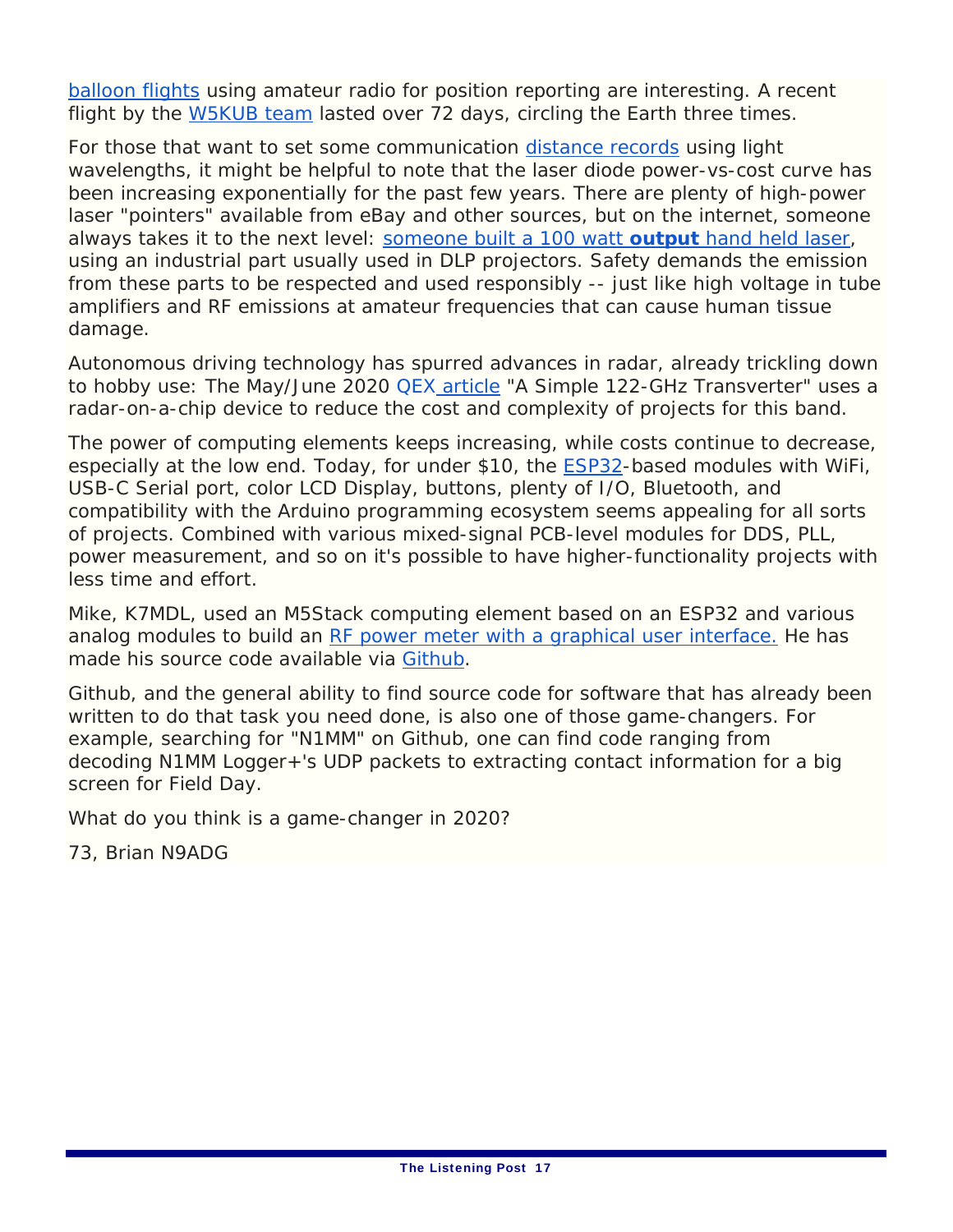balloon flights using amateur radio for position reporting are interesting. A recent flight by the W5KUB team lasted over 72 days, circling the Earth three times.

For those that want to set some communication distance records using light wavelengths, it might be helpful to note that the laser diode power-vs-cost curve has been increasing exponentially for the past few years. There are plenty of high-power laser "pointers" available from eBay and other sources, but on the internet, someone always takes it to the next level: someone built a 100 watt **output** hand held laser, using an industrial part usually used in DLP projectors. Safety demands the emission from these parts to be respected and used responsibly -- just like high voltage in tube amplifiers and RF emissions at amateur frequencies that can cause human tissue damage.

Autonomous driving technology has spurred advances in radar, already trickling down to hobby use: The May/June 2020 QEX article "A Simple 122-GHz Transverter" uses a radar-on-a-chip device to reduce the cost and complexity of projects for this band.

The power of computing elements keeps increasing, while costs continue to decrease, especially at the low end. Today, for under $10, the ESP32-based modules with WiFi, USB-C Serial port, color LCD Display, buttons, plenty of I/O, Bluetooth, and compatibility with the Arduino programming ecosystem seems appealing for all sorts of projects. Combined with various mixed-signal PCB-level modules for DDS, PLL, power measurement, and so on it's possible to have higher-functionality projects with less time and effort.

Mike, K7MDL, used an M5Stack computing element based on an ESP32 and various analog modules to build an RF power meter with a graphical user interface. He has made his source code available via Github.

Github, and the general ability to find source code for software that has already been written to do that task you need done, is also one of those game-changers. For example, searching for "N1MM" on Github, one can find code ranging from decoding N1MM Logger+'s UDP packets to extracting contact information for a big screen for Field Day.

What do you think is a game-changer in 2020?

73, Brian N9ADG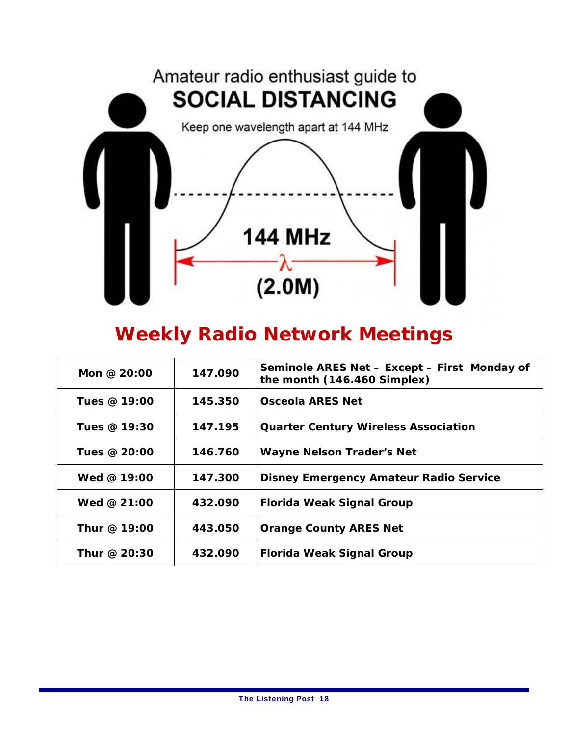Amateur radio enthusiast guide to

## SOCIAL DISTANCING

Keep one wavelength apart at 144 MHz

144 MHz

λ

(2.0M)

# Weekly Radio Network Meetings

| | | |
|---|---|---|
| **Mon @ 20:00** | **147.090** | **Seminole ARES Net – Except – First Monday of the month (146.460 Simplex)** |
| **Tues @ 19:00** | **145.350** | **Osceola ARES Net** |
| **Tues @ 19:30** | **147.195** | **Quarter Century Wireless Association** |
| **Tues @ 20:00** | **146.760** | **Wayne Nelson Trader's Net** |
| **Wed @ 19:00** | **147.300** | **Disney Emergency Amateur Radio Service** |
| **Wed @ 21:00** | **432.090** | **Florida Weak Signal Group** |
| **Thur @ 19:00** | **443.050** | **Orange County ARES Net** |
| **Thur @ 20:30** | **432.090** | **Florida Weak Signal Group** |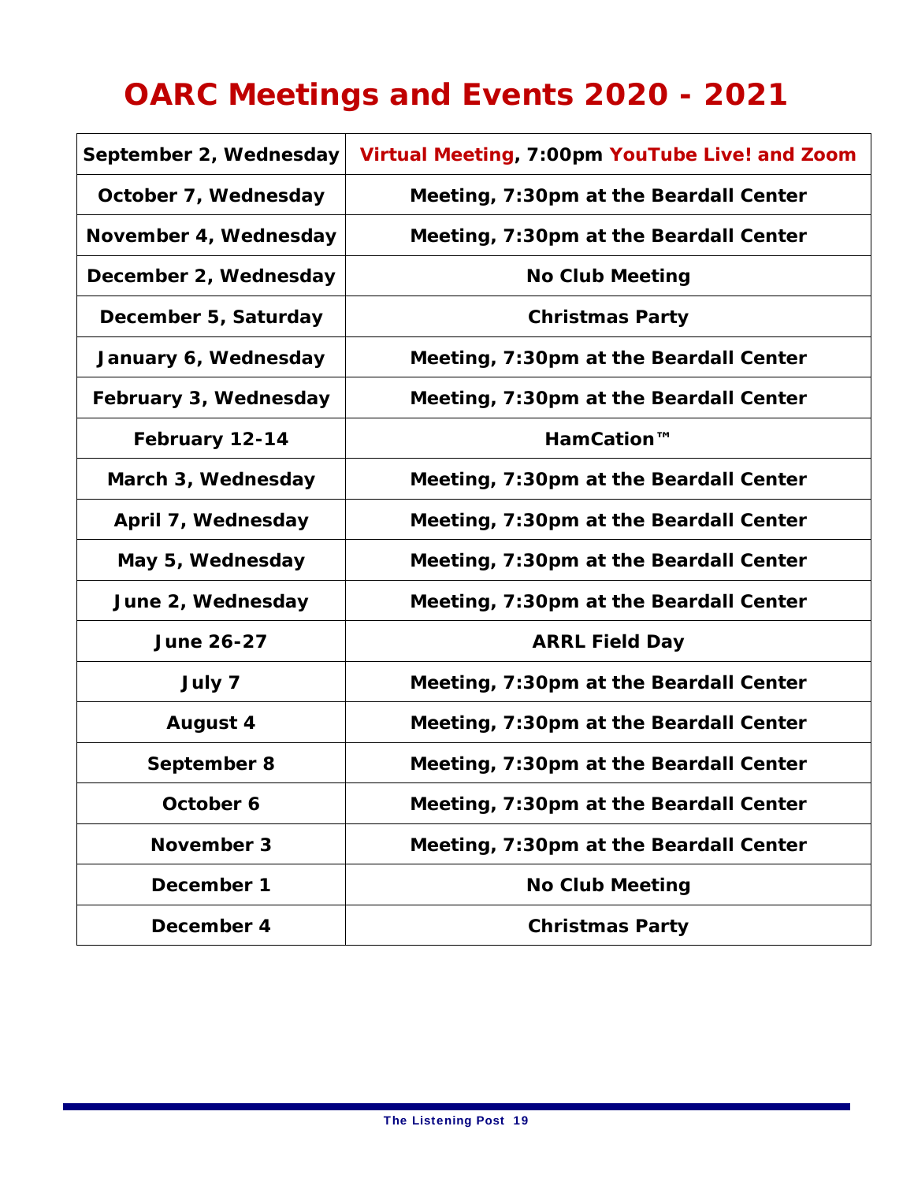# OARC Meetings and Events 2020 - 2021

| Date | Event |
|---|---|
| September 2, Wednesday | Virtual Meeting, 7:00pm YouTube Live! and Zoom |
| October 7, Wednesday | Meeting, 7:30pm at the Beardall Center |
| November 4, Wednesday | Meeting, 7:30pm at the Beardall Center |
| December 2, Wednesday | No Club Meeting |
| December 5, Saturday | Christmas Party |
| January 6, Wednesday | Meeting, 7:30pm at the Beardall Center |
| February 3, Wednesday | Meeting, 7:30pm at the Beardall Center |
| February 12-14 | HamCation™ |
| March 3, Wednesday | Meeting, 7:30pm at the Beardall Center |
| April 7, Wednesday | Meeting, 7:30pm at the Beardall Center |
| May 5, Wednesday | Meeting, 7:30pm at the Beardall Center |
| June 2, Wednesday | Meeting, 7:30pm at the Beardall Center |
| June 26-27 | ARRL Field Day |
| July 7 | Meeting, 7:30pm at the Beardall Center |
| August 4 | Meeting, 7:30pm at the Beardall Center |
| September 8 | Meeting, 7:30pm at the Beardall Center |
| October 6 | Meeting, 7:30pm at the Beardall Center |
| November 3 | Meeting, 7:30pm at the Beardall Center |
| December 1 | No Club Meeting |
| December 4 | Christmas Party |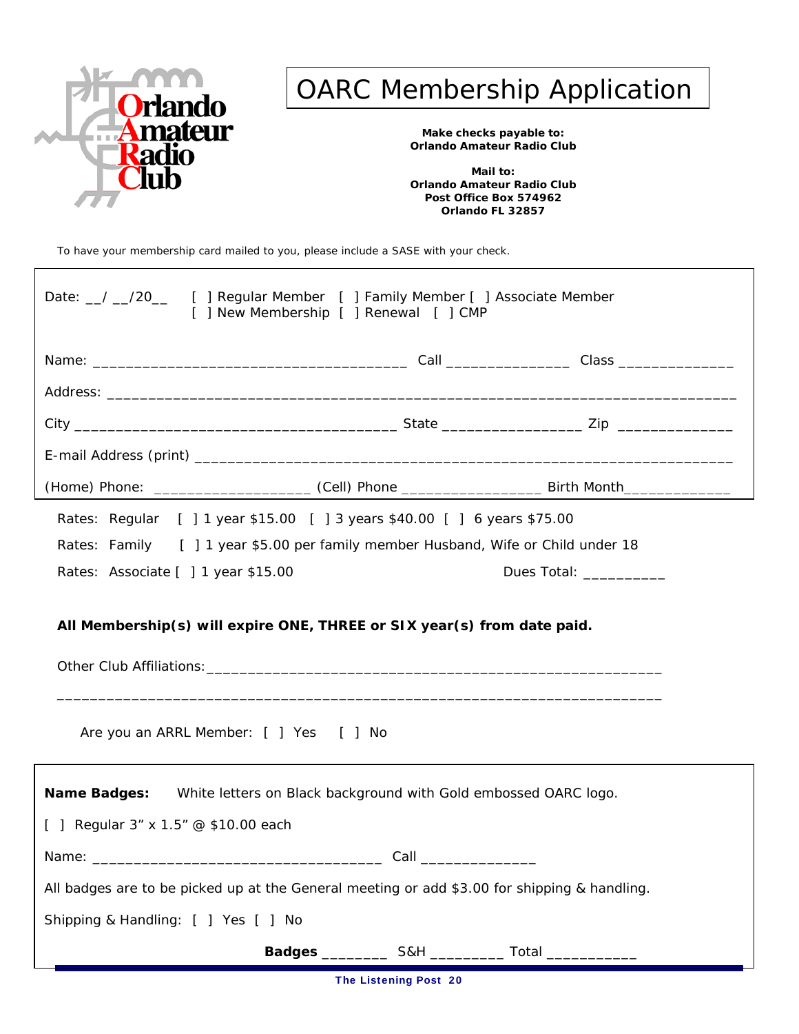Orlando Amateur Radio Club

# OARC Membership Application

**Make checks payable to:**
**Orlando Amateur Radio Club**

**Mail to:**
**Orlando Amateur Radio Club**
**Post Office Box 574962**
**Orlando FL 32857**

To have your membership card mailed to you, please include a SASE with your check.

Date: __/ __/20__   [ ] Regular Member  [ ] Family Member [ ] Associate Member
[ ] New Membership  [ ] Renewal  [ ] CMP

Name: ______________________________________ Call _______________ Class ______________

Address: ____________________________________________________________________________

City ______________________________________ State _________________ Zip ______________

E-mail Address (print) ________________________________________________________________

(Home) Phone: ___________________ (Cell) Phone _________________ Birth Month_____________

Rates: Regular  [ ] 1 year $15.00  [ ] 3 years $40.00  [ ]  6 years $75.00

Rates: Family   [ ] 1 year $5.00 per family member Husband, Wife or Child under 18

Rates: Associate [ ] 1 year $15.00        Dues Total: __________

**All Membership(s) will expire ONE, THREE or SIX year(s) from date paid.**

Other Club Affiliations:__________________________________________________________

__________________________________________________________________________

Are you an ARRL Member:  [ ]  Yes   [ ]  No

**Name Badges:** White letters on Black background with Gold embossed OARC logo.

[ ]  Regular 3" x 1.5" @ $10.00 each

Name: ___________________________________ Call ______________

All badges are to be picked up at the General meeting or add $3.00 for shipping & handling.

Shipping & Handling:  [ ]  Yes  [ ]  No

**Badges** ________  S&H _________  Total ___________